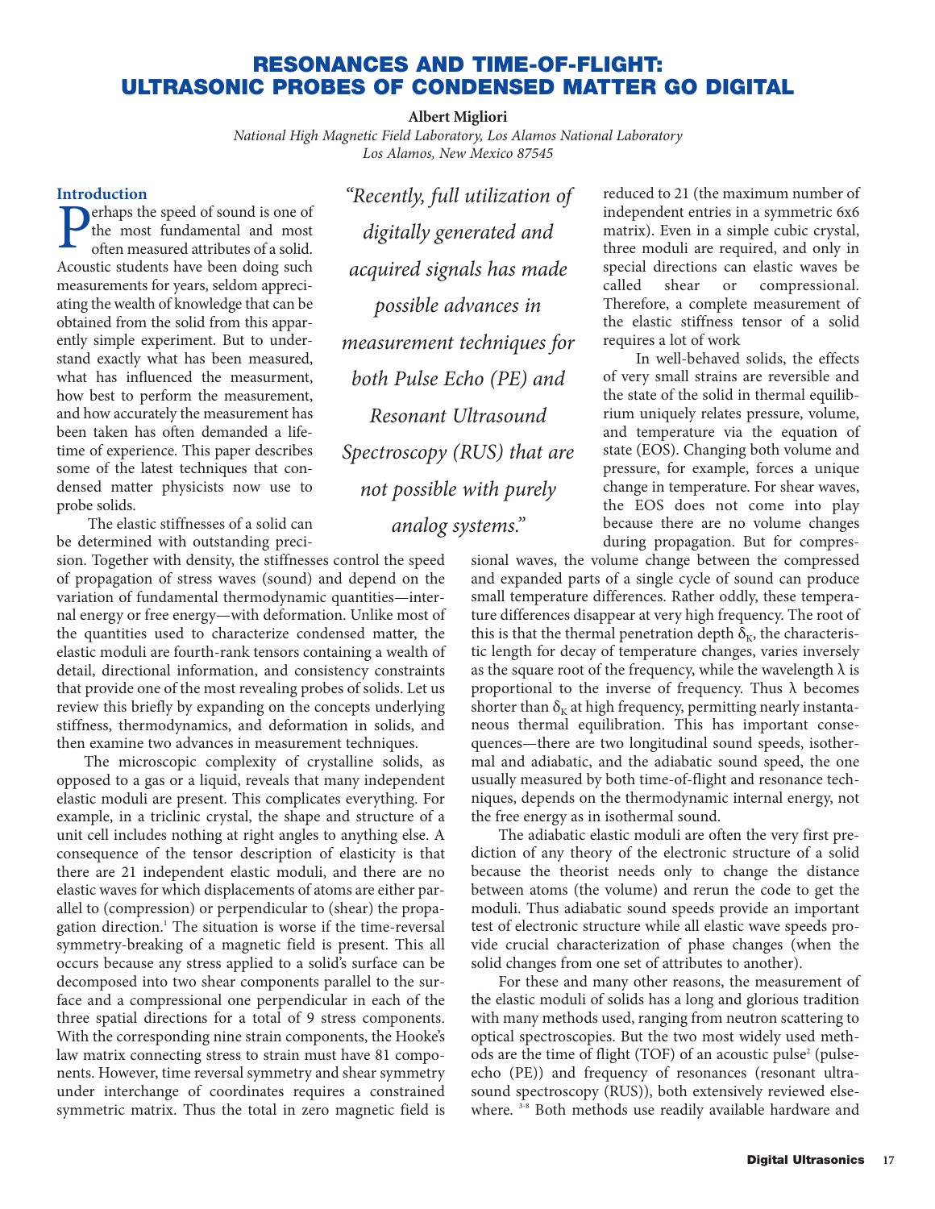# RESONANCES AND TIME-OF-FLIGHT: ULTRASONIC PROBES OF CONDENSED MATTER GO DIGITAL

**Albert Migliori**

*National High Magnetic Field Laboratory, Los Alamos National Laboratory*
*Los Alamos, New Mexico 87545*

## Introduction

Perhaps the speed of sound is one of the most fundamental and most often measured attributes of a solid. Acoustic students have been doing such measurements for years, seldom appreciating the wealth of knowledge that can be obtained from the solid from this apparently simple experiment. But to understand exactly what has been measured, what has influenced the measurment, how best to perform the measurement, and how accurately the measurement has been taken has often demanded a lifetime of experience. This paper describes some of the latest techniques that condensed matter physicists now use to probe solids.

*"Recently, full utilization of digitally generated and acquired signals has made possible advances in measurement techniques for both Pulse Echo (PE) and Resonant Ultrasound Spectroscopy (RUS) that are not possible with purely analog systems."*

The elastic stiffnesses of a solid can be determined with outstanding precision. Together with density, the stiffnesses control the speed of propagation of stress waves (sound) and depend on the variation of fundamental thermodynamic quantities—internal energy or free energy—with deformation. Unlike most of the quantities used to characterize condensed matter, the elastic moduli are fourth-rank tensors containing a wealth of detail, directional information, and consistency constraints that provide one of the most revealing probes of solids. Let us review this briefly by expanding on the concepts underlying stiffness, thermodynamics, and deformation in solids, and then examine two advances in measurement techniques.

The microscopic complexity of crystalline solids, as opposed to a gas or a liquid, reveals that many independent elastic moduli are present. This complicates everything. For example, in a triclinic crystal, the shape and structure of a unit cell includes nothing at right angles to anything else. A consequence of the tensor description of elasticity is that there are 21 independent elastic moduli, and there are no elastic waves for which displacements of atoms are either parallel to (compression) or perpendicular to (shear) the propagation direction.[1] The situation is worse if the time-reversal symmetry-breaking of a magnetic field is present. This all occurs because any stress applied to a solid's surface can be decomposed into two shear components parallel to the surface and a compressional one perpendicular in each of the three spatial directions for a total of 9 stress components. With the corresponding nine strain components, the Hooke's law matrix connecting stress to strain must have 81 components. However, time reversal symmetry and shear symmetry under interchange of coordinates requires a constrained symmetric matrix. Thus the total in zero magnetic field is reduced to 21 (the maximum number of independent entries in a symmetric 6x6 matrix). Even in a simple cubic crystal, three moduli are required, and only in special directions can elastic waves be called shear or compressional. Therefore, a complete measurement of the elastic stiffness tensor of a solid requires a lot of work

In well-behaved solids, the effects of very small strains are reversible and the state of the solid in thermal equilibrium uniquely relates pressure, volume, and temperature via the equation of state (EOS). Changing both volume and pressure, for example, forces a unique change in temperature. For shear waves, the EOS does not come into play because there are no volume changes during propagation. But for compressional waves, the volume change between the compressed and expanded parts of a single cycle of sound can produce small temperature differences. Rather oddly, these temperature differences disappear at very high frequency. The root of this is that the thermal penetration depth $\delta_K$, the characteristic length for decay of temperature changes, varies inversely as the square root of the frequency, while the wavelength $\lambda$ is proportional to the inverse of frequency. Thus $\lambda$ becomes shorter than $\delta_K$ at high frequency, permitting nearly instantaneous thermal equilibration. This has important consequences—there are two longitudinal sound speeds, isothermal and adiabatic, and the adiabatic sound speed, the one usually measured by both time-of-flight and resonance techniques, depends on the thermodynamic internal energy, not the free energy as in isothermal sound.

The adiabatic elastic moduli are often the very first prediction of any theory of the electronic structure of a solid because the theorist needs only to change the distance between atoms (the volume) and rerun the code to get the moduli. Thus adiabatic sound speeds provide an important test of electronic structure while all elastic wave speeds provide crucial characterization of phase changes (when the solid changes from one set of attributes to another).

For these and many other reasons, the measurement of the elastic moduli of solids has a long and glorious tradition with many methods used, ranging from neutron scattering to optical spectroscopies. But the two most widely used methods are the time of flight (TOF) of an acoustic pulse[2] (pulse-echo (PE)) and frequency of resonances (resonant ultrasound spectroscopy (RUS)), both extensively reviewed elsewhere.[3-8] Both methods use readily available hardware and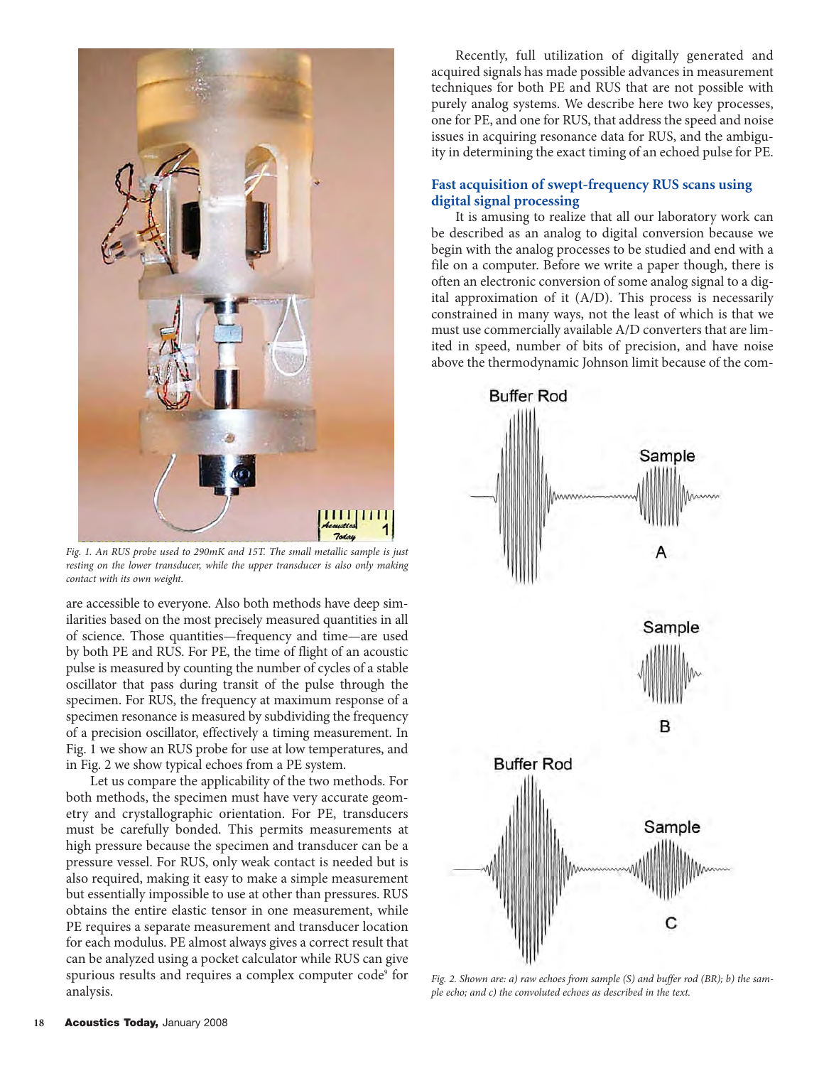Fig. 1. An RUS probe used to 290mK and 15T. The small metallic sample is just resting on the lower transducer, while the upper transducer is also only making contact with its own weight.

are accessible to everyone. Also both methods have deep similarities based on the most precisely measured quantities in all of science. Those quantities—frequency and time—are used by both PE and RUS. For PE, the time of flight of an acoustic pulse is measured by counting the number of cycles of a stable oscillator that pass during transit of the pulse through the specimen. For RUS, the frequency at maximum response of a specimen resonance is measured by subdividing the frequency of a precision oscillator, effectively a timing measurement. In Fig. 1 we show an RUS probe for use at low temperatures, and in Fig. 2 we show typical echoes from a PE system.

Let us compare the applicability of the two methods. For both methods, the specimen must have very accurate geometry and crystallographic orientation. For PE, transducers must be carefully bonded. This permits measurements at high pressure because the specimen and transducer can be a pressure vessel. For RUS, only weak contact is needed but is also required, making it easy to make a simple measurement but essentially impossible to use at other than pressures. RUS obtains the entire elastic tensor in one measurement, while PE requires a separate measurement and transducer location for each modulus. PE almost always gives a correct result that can be analyzed using a pocket calculator while RUS can give spurious results and requires a complex computer code[9] for analysis.

Recently, full utilization of digitally generated and acquired signals has made possible advances in measurement techniques for both PE and RUS that are not possible with purely analog systems. We describe here two key processes, one for PE, and one for RUS, that address the speed and noise issues in acquiring resonance data for RUS, and the ambiguity in determining the exact timing of an echoed pulse for PE.

## Fast acquisition of swept-frequency RUS scans using digital signal processing

It is amusing to realize that all our laboratory work can be described as an analog to digital conversion because we begin with the analog processes to be studied and end with a file on a computer. Before we write a paper though, there is often an electronic conversion of some analog signal to a digital approximation of it (A/D). This process is necessarily constrained in many ways, not the least of which is that we must use commercially available A/D converters that are limited in speed, number of bits of precision, and have noise above the thermodynamic Johnson limit because of the com-

Buffer Rod

Sample

A

Sample

B

Buffer Rod

Sample

C

Fig. 2. Shown are: a) raw echoes from sample (S) and buffer rod (BR); b) the sample echo; and c) the convoluted echoes as described in the text.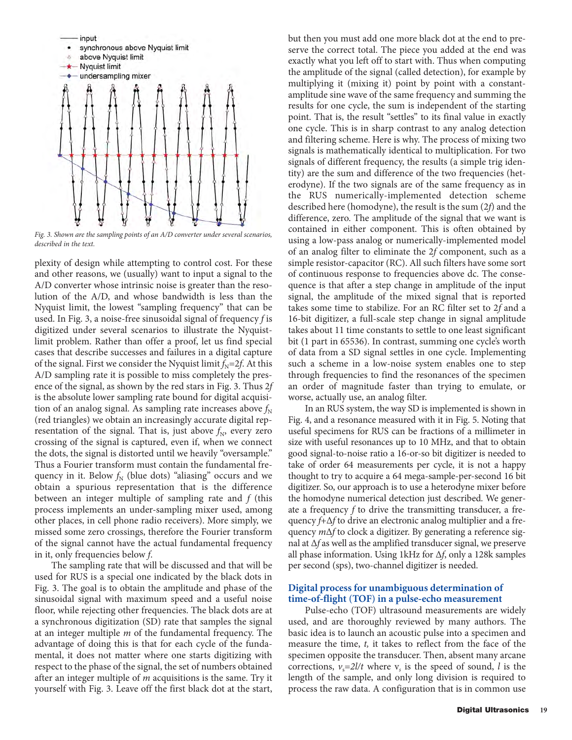input

synchronous above Nyquist limit

above Nyquist limit

Nyquist limit

undersampling mixer

*Fig. 3. Shown are the sampling points of an A/D converter under several scenarios, described in the text.*

plexity of design while attempting to control cost. For these and other reasons, we (usually) want to input a signal to the A/D converter whose intrinsic noise is greater than the resolution of the A/D, and whose bandwidth is less than the Nyquist limit, the lowest "sampling frequency" that can be used. In Fig. 3, a noise-free sinusoidal signal of frequency $f$ is digitized under several scenarios to illustrate the Nyquist-limit problem. Rather than offer a proof, let us find special cases that describe successes and failures in a digital capture of the signal. First we consider the Nyquist limit $f_N$=2$f$. At this A/D sampling rate it is possible to miss completely the presence of the signal, as shown by the red stars in Fig. 3. Thus 2$f$ is the absolute lower sampling rate bound for digital acquisition of an analog signal. As sampling rate increases above $f_N$ (red triangles) we obtain an increasingly accurate digital representation of the signal. That is, just above $f_N$, every zero crossing of the signal is captured, even if, when we connect the dots, the signal is distorted until we heavily "oversample." Thus a Fourier transform must contain the fundamental frequency in it. Below $f_N$ (blue dots) "aliasing" occurs and we obtain a spurious representation that is the difference between an integer multiple of sampling rate and $f$ (this process implements an under-sampling mixer used, among other places, in cell phone radio receivers). More simply, we missed some zero crossings, therefore the Fourier transform of the signal cannot have the actual fundamental frequency in it, only frequencies below $f$.

The sampling rate that will be discussed and that will be used for RUS is a special one indicated by the black dots in Fig. 3. The goal is to obtain the amplitude and phase of the sinusoidal signal with maximum speed and a useful noise floor, while rejecting other frequencies. The black dots are at a synchronous digitization (SD) rate that samples the signal at an integer multiple $m$ of the fundamental frequency. The advantage of doing this is that for each cycle of the fundamental, it does not matter where one starts digitizing with respect to the phase of the signal, the set of numbers obtained after an integer multiple of $m$ acquisitions is the same. Try it yourself with Fig. 3. Leave off the first black dot at the start, but then you must add one more black dot at the end to preserve the correct total. The piece you added at the end was exactly what you left off to start with. Thus when computing the amplitude of the signal (called detection), for example by multiplying it (mixing it) point by point with a constant-amplitude sine wave of the same frequency and summing the results for one cycle, the sum is independent of the starting point. That is, the result "settles" to its final value in exactly one cycle. This is in sharp contrast to any analog detection and filtering scheme. Here is why. The process of mixing two signals is mathematically identical to multiplication. For two signals of different frequency, the results (a simple trig identity) are the sum and difference of the two frequencies (heterodyne). If the two signals are of the same frequency as in the RUS numerically-implemented detection scheme described here (homodyne), the result is the sum (2$f$) and the difference, zero. The amplitude of the signal that we want is contained in either component. This is often obtained by using a low-pass analog or numerically-implemented model of an analog filter to eliminate the 2$f$ component, such as a simple resistor-capacitor (RC). All such filters have some sort of continuous response to frequencies above dc. The consequence is that after a step change in amplitude of the input signal, the amplitude of the mixed signal that is reported takes some time to stabilize. For an RC filter set to 2$f$ and a 16-bit digitizer, a full-scale step change in signal amplitude takes about 11 time constants to settle to one least significant bit (1 part in 65536). In contrast, summing one cycle's worth of data from a SD signal settles in one cycle. Implementing such a scheme in a low-noise system enables one to step through frequencies to find the resonances of the specimen an order of magnitude faster than trying to emulate, or worse, actually use, an analog filter.

In an RUS system, the way SD is implemented is shown in Fig. 4, and a resonance measured with it in Fig. 5. Noting that useful specimens for RUS can be fractions of a millimeter in size with useful resonances up to 10 MHz, and that to obtain good signal-to-noise ratio a 16-or-so bit digitizer is needed to take of order 64 measurements per cycle, it is not a happy thought to try to acquire a 64 mega-sample-per-second 16 bit digitizer. So, our approach is to use a heterodyne mixer before the homodyne numerical detection just described. We generate a frequency $f$ to drive the transmitting transducer, a frequency $f+\Delta f$ to drive an electronic analog multiplier and a frequency $m\Delta f$ to clock a digitizer. By generating a reference signal at $\Delta f$ as well as the amplified transducer signal, we preserve all phase information. Using 1kHz for $\Delta f$, only a 128k samples per second (sps), two-channel digitizer is needed.

## Digital process for unambiguous determination of time-of-flight (TOF) in a pulse-echo measurement

Pulse-echo (TOF) ultrasound measurements are widely used, and are thoroughly reviewed by many authors. The basic idea is to launch an acoustic pulse into a specimen and measure the time, $t$, it takes to reflect from the face of the specimen opposite the transducer. Then, absent many arcane corrections, $v_s=2l/t$ where $v_s$ is the speed of sound, $l$ is the length of the sample, and only long division is required to process the raw data. A configuration that is in common use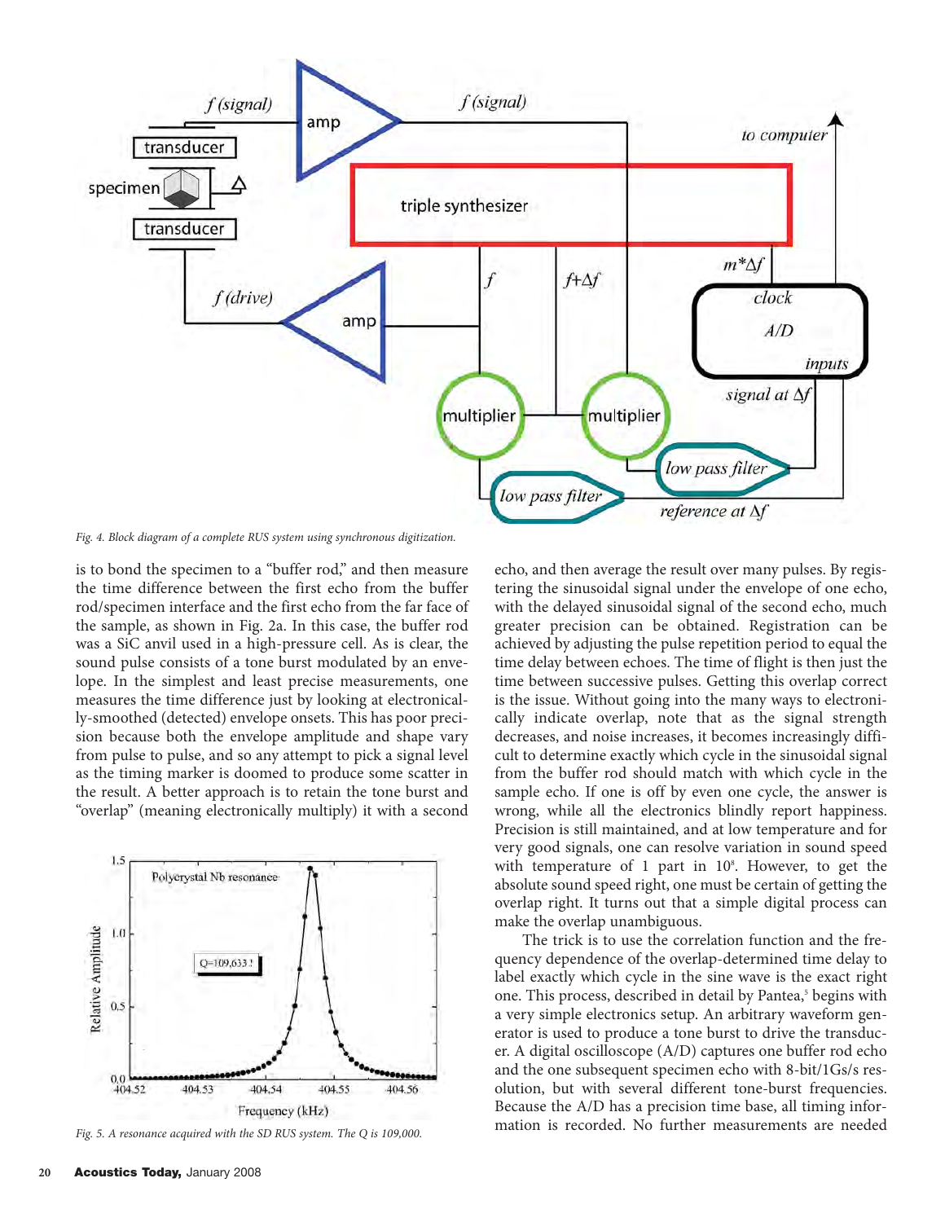f (signal)

amp

f (signal)

transducer

specimen

transducer

triple synthesizer

to computer

f (drive)

amp

f

f+Δf

m*Δf

clock

A/D

inputs

signal at Δf

multiplier

multiplier

low pass filter

low pass filter

reference at Δf

Fig. 4. Block diagram of a complete RUS system using synchronous digitization.

is to bond the specimen to a "buffer rod," and then measure the time difference between the first echo from the buffer rod/specimen interface and the first echo from the far face of the sample, as shown in Fig. 2a. In this case, the buffer rod was a SiC anvil used in a high-pressure cell. As is clear, the sound pulse consists of a tone burst modulated by an envelope. In the simplest and least precise measurements, one measures the time difference just by looking at electronically-smoothed (detected) envelope onsets. This has poor precision because both the envelope amplitude and shape vary from pulse to pulse, and so any attempt to pick a signal level as the timing marker is doomed to produce some scatter in the result. A better approach is to retain the tone burst and "overlap" (meaning electronically multiply) it with a second echo, and then average the result over many pulses. By registering the sinusoidal signal under the envelope of one echo, with the delayed sinusoidal signal of the second echo, much greater precision can be obtained. Registration can be achieved by adjusting the pulse repetition period to equal the time delay between echoes. The time of flight is then just the time between successive pulses. Getting this overlap correct is the issue. Without going into the many ways to electronically indicate overlap, note that as the signal strength decreases, and noise increases, it becomes increasingly difficult to determine exactly which cycle in the sinusoidal signal from the buffer rod should match with which cycle in the sample echo. If one is off by even one cycle, the answer is wrong, while all the electronics blindly report happiness. Precision is still maintained, and at low temperature and for very good signals, one can resolve variation in sound speed with temperature of 1 part in $10^8$. However, to get the absolute sound speed right, one must be certain of getting the overlap right. It turns out that a simple digital process can make the overlap unambiguous.

The trick is to use the correlation function and the frequency dependence of the overlap-determined time delay to label exactly which cycle in the sine wave is the exact right one. This process, described in detail by Pantea,[5] begins with a very simple electronics setup. An arbitrary waveform generator is used to produce a tone burst to drive the transducer. A digital oscilloscope (A/D) captures one buffer rod echo and the one subsequent specimen echo with 8-bit/1Gs/s resolution, but with several different tone-burst frequencies. Because the A/D has a precision time base, all timing information is recorded. No further measurements are needed

Polycrystal Nb resonance

Q=109,633

Relative Amplitude

1.5

1.0

0.5

0.0

404.52

404.53

404.54

404.55

404.56

Frequency (kHz)

Fig. 5. A resonance acquired with the SD RUS system. The Q is 109,000.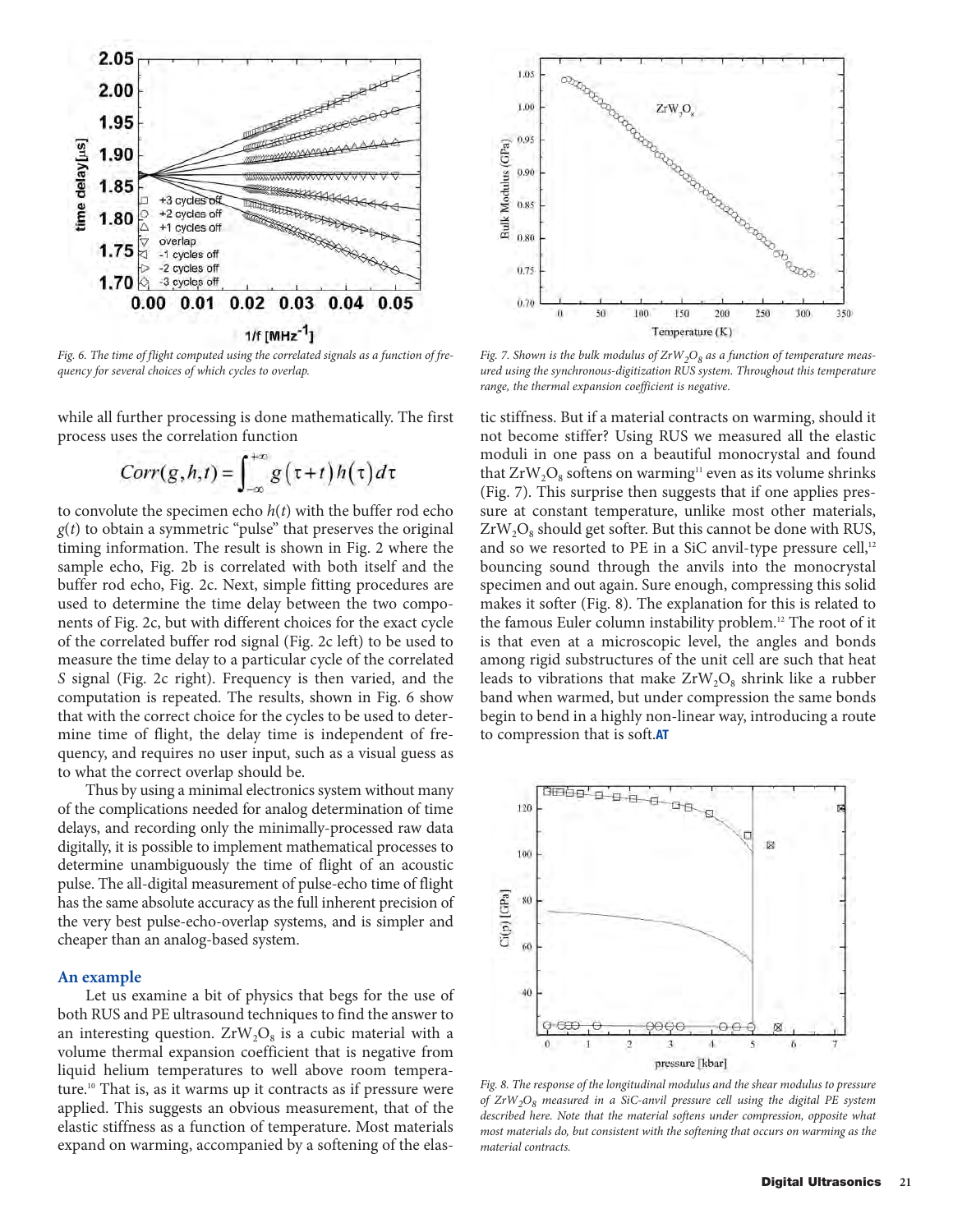2.05
2.00
1.95
1.90
1.85
1.80
1.75
1.70
time delay[μs]
+3 cycles off
+2 cycles off
+1 cycles off
overlap
-1 cycles off
-2 cycles off
-3 cycles off
0.00 0.01 0.02 0.03 0.04 0.05
1/f [MHz$^{-1}$]

*Fig. 6. The time of flight computed using the correlated signals as a function of frequency for several choices of which cycles to overlap.*

while all further processing is done mathematically. The first process uses the correlation function

$$Corr(g,h,t) = \int_{-\infty}^{+\infty} g(\tau + t)\, h(\tau)\, d\tau$$

to convolute the specimen echo $h(t)$ with the buffer rod echo $g(t)$ to obtain a symmetric "pulse" that preserves the original timing information. The result is shown in Fig. 2 where the sample echo, Fig. 2b is correlated with both itself and the buffer rod echo, Fig. 2c. Next, simple fitting procedures are used to determine the time delay between the two components of Fig. 2c, but with different choices for the exact cycle of the correlated buffer rod signal (Fig. 2c left) to be used to measure the time delay to a particular cycle of the correlated *S* signal (Fig. 2c right). Frequency is then varied, and the computation is repeated. The results, shown in Fig. 6 show that with the correct choice for the cycles to be used to determine time of flight, the delay time is independent of frequency, and requires no user input, such as a visual guess as to what the correct overlap should be.

Thus by using a minimal electronics system without many of the complications needed for analog determination of time delays, and recording only the minimally-processed raw data digitally, it is possible to implement mathematical processes to determine unambiguously the time of flight of an acoustic pulse. The all-digital measurement of pulse-echo time of flight has the same absolute accuracy as the full inherent precision of the very best pulse-echo-overlap systems, and is simpler and cheaper than an analog-based system.

## An example

Let us examine a bit of physics that begs for the use of both RUS and PE ultrasound techniques to find the answer to an interesting question. $ZrW_2O_8$ is a cubic material with a volume thermal expansion coefficient that is negative from liquid helium temperatures to well above room temperature.[10] That is, as it warms up it contracts as if pressure were applied. This suggests an obvious measurement, that of the elastic stiffness as a function of temperature. Most materials expand on warming, accompanied by a softening of the elastic stiffness. But if a material contracts on warming, should it not become stiffer? Using RUS we measured all the elastic moduli in one pass on a beautiful monocrystal and found that $ZrW_2O_8$ softens on warming[11] even as its volume shrinks (Fig. 7). This surprise then suggests that if one applies pressure at constant temperature, unlike most other materials, $ZrW_2O_8$ should get softer. But this cannot be done with RUS, and so we resorted to PE in a SiC anvil-type pressure cell,[12] bouncing sound through the anvils into the monocrystal specimen and out again. Sure enough, compressing this solid makes it softer (Fig. 8). The explanation for this is related to the famous Euler column instability problem.[12] The root of it is that even at a microscopic level, the angles and bonds among rigid substructures of the unit cell are such that heat leads to vibrations that make $ZrW_2O_8$ shrink like a rubber band when warmed, but under compression the same bonds begin to bend in a highly non-linear way, introducing a route to compression that is soft. **AT**

1.05
1.00
0.95
0.90
0.85
0.80
0.75
0.70
Bulk Modulus (GPa)
$ZrW_2O_8$
0 50 100 150 200 250 300 350
Temperature (K)

*Fig. 7. Shown is the bulk modulus of $ZrW_2O_8$ as a function of temperature measured using the synchronous-digitization RUS system. Throughout this temperature range, the thermal expansion coefficient is negative.*

120
100
80
60
40
Ci(p) [GPa]
0 1 2 3 4 5 6 7
pressure [kbar]

*Fig. 8. The response of the longitudinal modulus and the shear modulus to pressure of $ZrW_2O_8$ measured in a SiC-anvil pressure cell using the digital PE system described here. Note that the material softens under compression, opposite what most materials do, but consistent with the softening that occurs on warming as the material contracts.*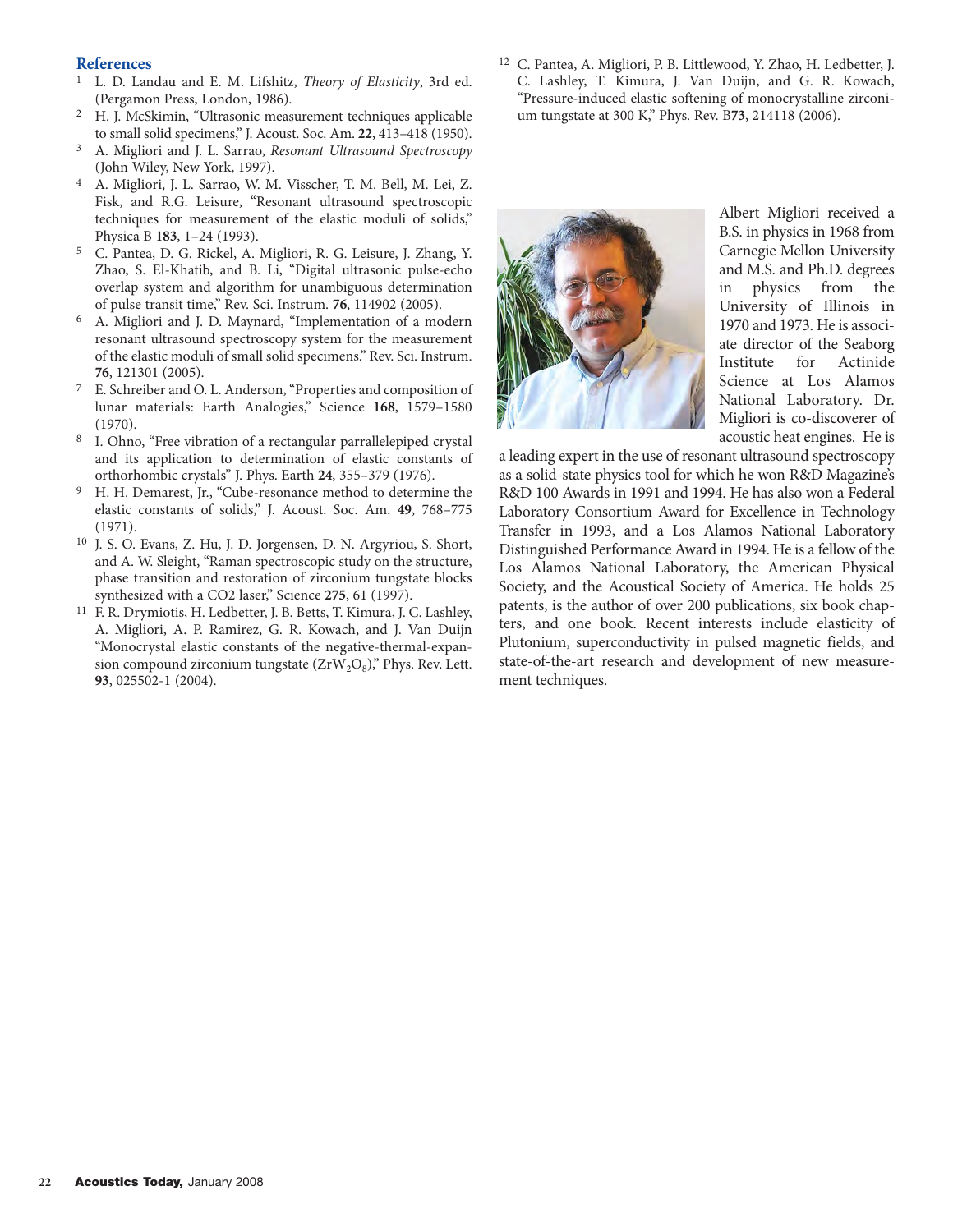## References

1. L. D. Landau and E. M. Lifshitz, *Theory of Elasticity*, 3rd ed. (Pergamon Press, London, 1986).
2. H. J. McSkimin, "Ultrasonic measurement techniques applicable to small solid specimens," J. Acoust. Soc. Am. **22**, 413–418 (1950).
3. A. Migliori and J. L. Sarrao, *Resonant Ultrasound Spectroscopy* (John Wiley, New York, 1997).
4. A. Migliori, J. L. Sarrao, W. M. Visscher, T. M. Bell, M. Lei, Z. Fisk, and R.G. Leisure, "Resonant ultrasound spectroscopic techniques for measurement of the elastic moduli of solids," Physica B **183**, 1–24 (1993).
5. C. Pantea, D. G. Rickel, A. Migliori, R. G. Leisure, J. Zhang, Y. Zhao, S. El-Khatib, and B. Li, "Digital ultrasonic pulse-echo overlap system and algorithm for unambiguous determination of pulse transit time," Rev. Sci. Instrum. **76**, 114902 (2005).
6. A. Migliori and J. D. Maynard, "Implementation of a modern resonant ultrasound spectroscopy system for the measurement of the elastic moduli of small solid specimens." Rev. Sci. Instrum. **76**, 121301 (2005).
7. E. Schreiber and O. L. Anderson, "Properties and composition of lunar materials: Earth Analogies," Science **168**, 1579–1580 (1970).
8. I. Ohno, "Free vibration of a rectangular parralelepiped crystal and its application to determination of elastic constants of orthorhombic crystals" J. Phys. Earth **24**, 355–379 (1976).
9. H. H. Demarest, Jr., "Cube-resonance method to determine the elastic constants of solids," J. Acoust. Soc. Am. **49**, 768–775 (1971).
10. J. S. O. Evans, Z. Hu, J. D. Jorgensen, D. N. Argyriou, S. Short, and A. W. Sleight, "Raman spectroscopic study on the structure, phase transition and restoration of zirconium tungstate blocks synthesized with a CO2 laser," Science **275**, 61 (1997).
11. F. R. Drymiotis, H. Ledbetter, J. B. Betts, T. Kimura, J. C. Lashley, A. Migliori, A. P. Ramirez, G. R. Kowach, and J. Van Duijn "Monocrystal elastic constants of the negative-thermal-expansion compound zirconium tungstate ($ZrW_2O_8$)," Phys. Rev. Lett. **93**, 025502-1 (2004).
12. C. Pantea, A. Migliori, P. B. Littlewood, Y. Zhao, H. Ledbetter, J. C. Lashley, T. Kimura, J. Van Duijn, and G. R. Kowach, "Pressure-induced elastic softening of monocrystalline zirconium tungstate at 300 K," Phys. Rev. B**73**, 214118 (2006).

Albert Migliori received a B.S. in physics in 1968 from Carnegie Mellon University and M.S. and Ph.D. degrees in physics from the University of Illinois in 1970 and 1973. He is associate director of the Seaborg Institute for Actinide Science at Los Alamos National Laboratory. Dr. Migliori is co-discoverer of acoustic heat engines. He is a leading expert in the use of resonant ultrasound spectroscopy as a solid-state physics tool for which he won R&D Magazine's R&D 100 Awards in 1991 and 1994. He has also won a Federal Laboratory Consortium Award for Excellence in Technology Transfer in 1993, and a Los Alamos National Laboratory Distinguished Performance Award in 1994. He is a fellow of the Los Alamos National Laboratory, the American Physical Society, and the Acoustical Society of America. He holds 25 patents, is the author of over 200 publications, six book chapters, and one book. Recent interests include elasticity of Plutonium, superconductivity in pulsed magnetic fields, and state-of-the-art research and development of new measurement techniques.